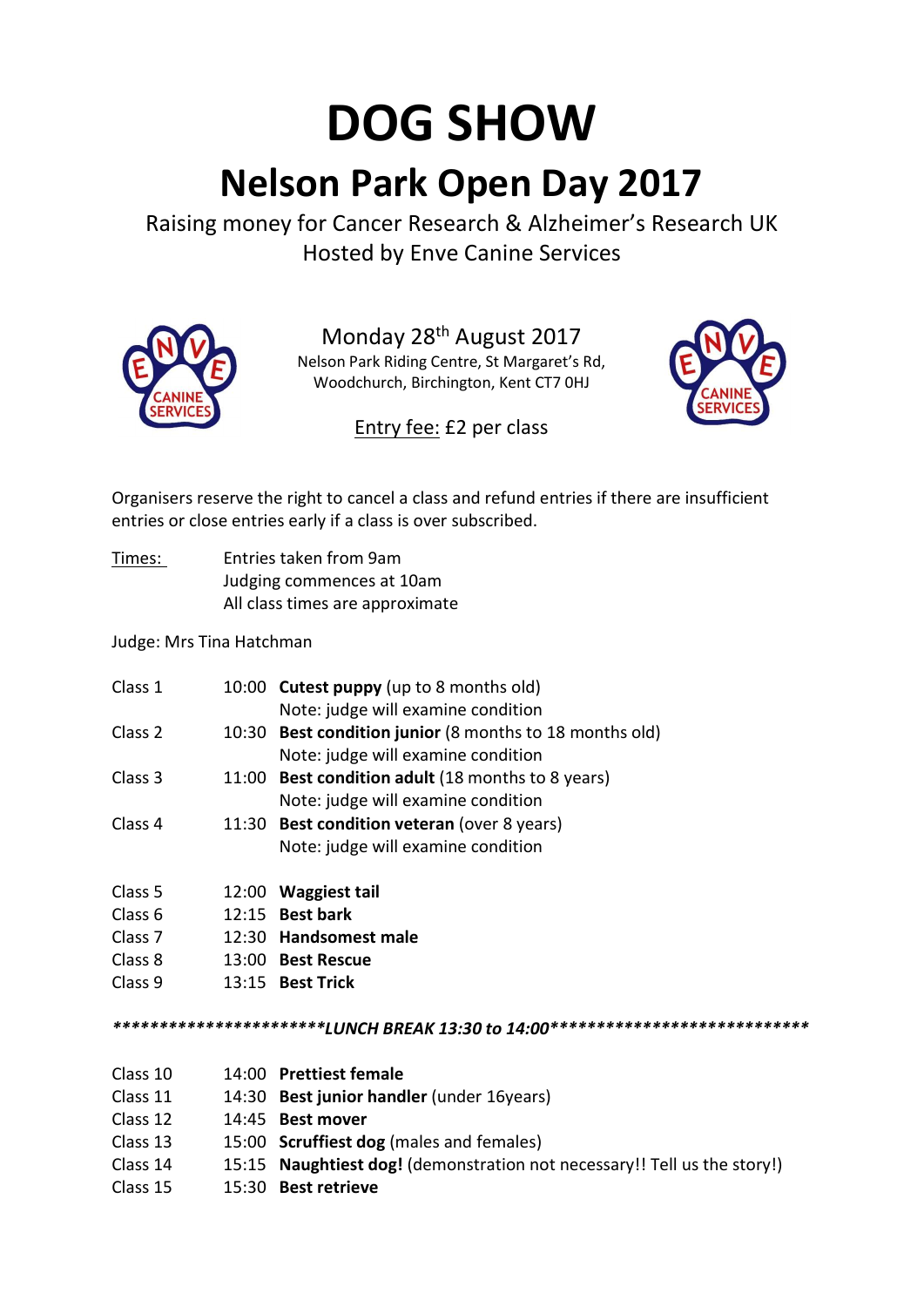# DOG SHOW

## Nelson Park Open Day 2017

Raising money for Cancer Research & Alzheimer's Research UK
Hosted by Enve Canine Services

Monday 28th August 2017
Nelson Park Riding Centre, St Margaret's Rd,
Woodchurch, Birchington, Kent CT7 0HJ

Entry fee: £2 per class

Organisers reserve the right to cancel a class and refund entries if there are insufficient entries or close entries early if a class is over subscribed.

Times:
- Entries taken from 9am
- Judging commences at 10am
- All class times are approximate

Judge: Mrs Tina Hatchman

| Class | Time | Details |
|---|---|---|
| Class 1 | 10:00 | **Cutest puppy** (up to 8 months old) Note: judge will examine condition |
| Class 2 | 10:30 | **Best condition junior** (8 months to 18 months old) Note: judge will examine condition |
| Class 3 | 11:00 | **Best condition adult** (18 months to 8 years) Note: judge will examine condition |
| Class 4 | 11:30 | **Best condition veteran** (over 8 years) Note: judge will examine condition |
| Class 5 | 12:00 | **Waggiest tail** |
| Class 6 | 12:15 | **Best bark** |
| Class 7 | 12:30 | **Handsomest male** |
| Class 8 | 13:00 | **Best Rescue** |
| Class 9 | 13:15 | **Best Trick** |

***********************LUNCH BREAK 13:30 to 14:00****************************

| Class | Time | Details |
|---|---|---|
| Class 10 | 14:00 | **Prettiest female** |
| Class 11 | 14:30 | **Best junior handler** (under 16years) |
| Class 12 | 14:45 | **Best mover** |
| Class 13 | 15:00 | **Scruffiest dog** (males and females) |
| Class 14 | 15:15 | **Naughtiest dog!** (demonstration not necessary!! Tell us the story!) |
| Class 15 | 15:30 | **Best retrieve** |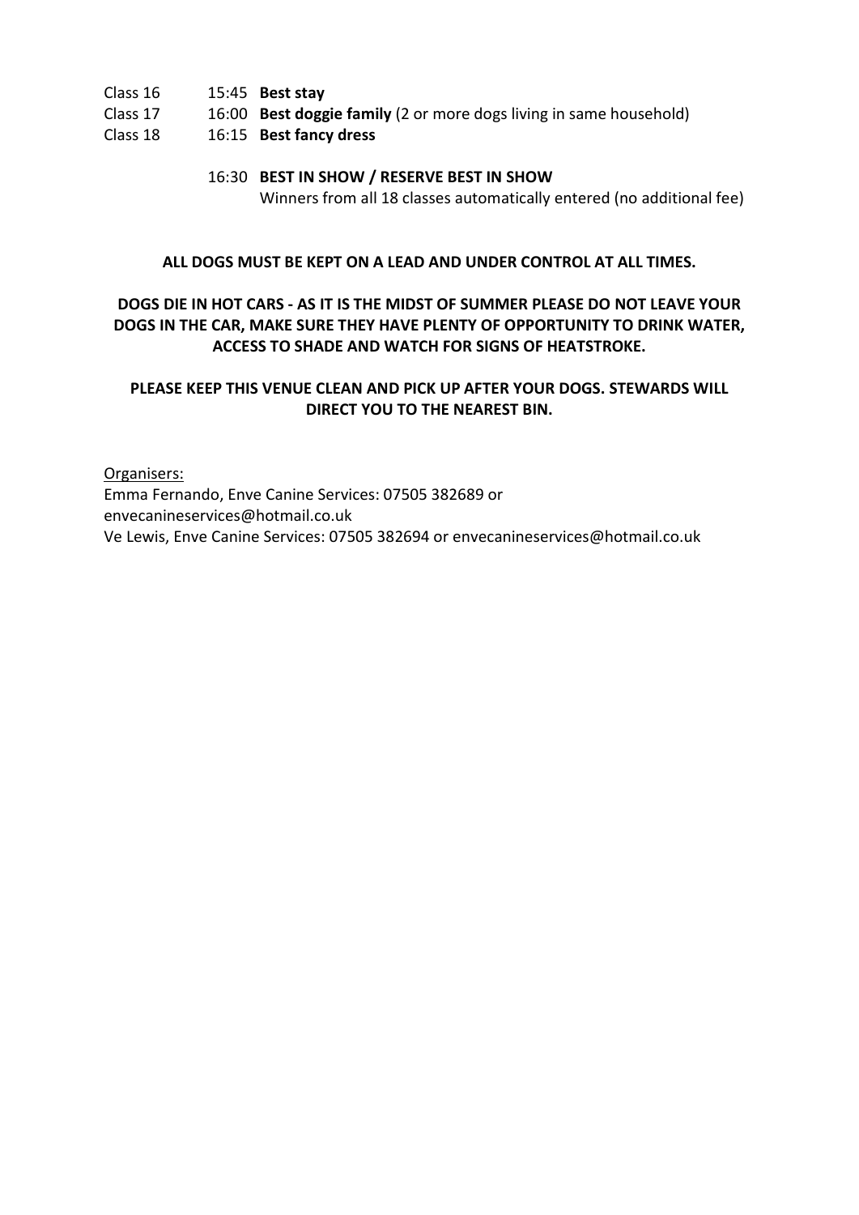Class 16 15:45 **Best stay**
Class 17 16:00 **Best doggie family** (2 or more dogs living in same household)
Class 18 16:15 **Best fancy dress**

16:30 **BEST IN SHOW / RESERVE BEST IN SHOW**
Winners from all 18 classes automatically entered (no additional fee)

**ALL DOGS MUST BE KEPT ON A LEAD AND UNDER CONTROL AT ALL TIMES.**

**DOGS DIE IN HOT CARS - AS IT IS THE MIDST OF SUMMER PLEASE DO NOT LEAVE YOUR DOGS IN THE CAR, MAKE SURE THEY HAVE PLENTY OF OPPORTUNITY TO DRINK WATER, ACCESS TO SHADE AND WATCH FOR SIGNS OF HEATSTROKE.**

**PLEASE KEEP THIS VENUE CLEAN AND PICK UP AFTER YOUR DOGS. STEWARDS WILL DIRECT YOU TO THE NEAREST BIN.**

Organisers:
Emma Fernando, Enve Canine Services: 07505 382689 or envecanineservices@hotmail.co.uk
Ve Lewis, Enve Canine Services: 07505 382694 or envecanineservices@hotmail.co.uk